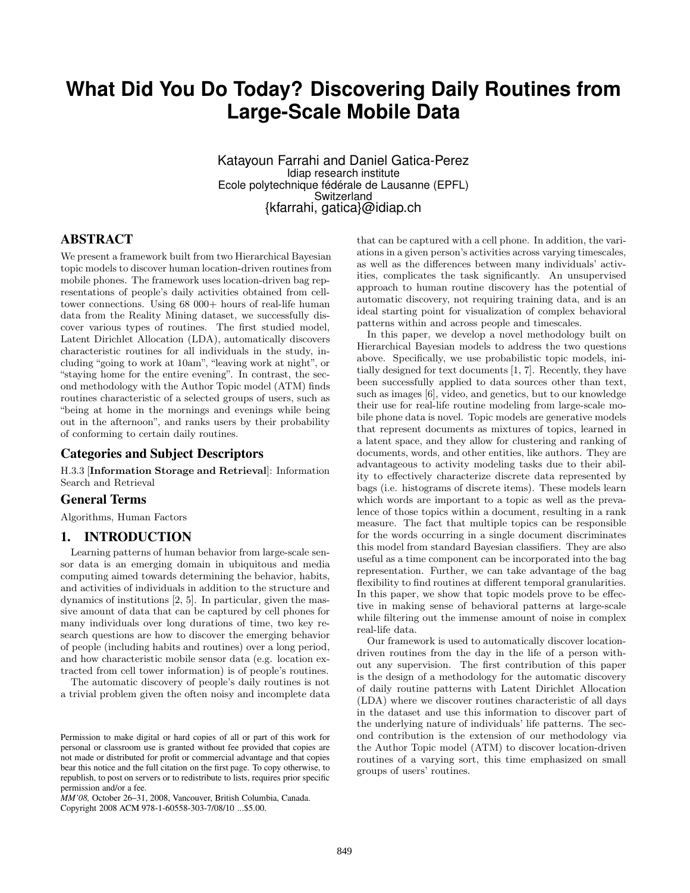# What Did You Do Today? Discovering Daily Routines from Large-Scale Mobile Data

Katayoun Farrahi and Daniel Gatica-Perez
Idiap research institute
Ecole polytechnique fédérale de Lausanne (EPFL)
Switzerland
{kfarrahi, gatica}@idiap.ch

## ABSTRACT

We present a framework built from two Hierarchical Bayesian topic models to discover human location-driven routines from mobile phones. The framework uses location-driven bag representations of people's daily activities obtained from cell-tower connections. Using 68 000+ hours of real-life human data from the Reality Mining dataset, we successfully discover various types of routines. The first studied model, Latent Dirichlet Allocation (LDA), automatically discovers characteristic routines for all individuals in the study, including "going to work at 10am", "leaving work at night", or "staying home for the entire evening". In contrast, the second methodology with the Author Topic model (ATM) finds routines characteristic of a selected groups of users, such as "being at home in the mornings and evenings while being out in the afternoon", and ranks users by their probability of conforming to certain daily routines.

## Categories and Subject Descriptors

H.3.3 [**Information Storage and Retrieval**]: Information Search and Retrieval

## General Terms

Algorithms, Human Factors

## 1. INTRODUCTION

Learning patterns of human behavior from large-scale sensor data is an emerging domain in ubiquitous and media computing aimed towards determining the behavior, habits, and activities of individuals in addition to the structure and dynamics of institutions [2, 5]. In particular, given the massive amount of data that can be captured by cell phones for many individuals over long durations of time, two key research questions are how to discover the emerging behavior of people (including habits and routines) over a long period, and how characteristic mobile sensor data (e.g. location extracted from cell tower information) is of people's routines.

The automatic discovery of people's daily routines is not a trivial problem given the often noisy and incomplete data that can be captured with a cell phone. In addition, the variations in a given person's activities across varying timescales, as well as the differences between many individuals' activities, complicates the task significantly. An unsupervised approach to human routine discovery has the potential of automatic discovery, not requiring training data, and is an ideal starting point for visualization of complex behavioral patterns within and across people and timescales.

In this paper, we develop a novel methodology built on Hierarchical Bayesian models to address the two questions above. Specifically, we use probabilistic topic models, initially designed for text documents [1, 7]. Recently, they have been successfully applied to data sources other than text, such as images [6], video, and genetics, but to our knowledge their use for real-life routine modeling from large-scale mobile phone data is novel. Topic models are generative models that represent documents as mixtures of topics, learned in a latent space, and they allow for clustering and ranking of documents, words, and other entities, like authors. They are advantageous to activity modeling tasks due to their ability to effectively characterize discrete data represented by bags (i.e. histograms of discrete items). These models learn which words are important to a topic as well as the prevalence of those topics within a document, resulting in a rank measure. The fact that multiple topics can be responsible for the words occurring in a single document discriminates this model from standard Bayesian classifiers. They are also useful as a time component can be incorporated into the bag representation. Further, we can take advantage of the bag flexibility to find routines at different temporal granularities. In this paper, we show that topic models prove to be effective in making sense of behavioral patterns at large-scale while filtering out the immense amount of noise in complex real-life data.

Our framework is used to automatically discover location-driven routines from the day in the life of a person without any supervision. The first contribution of this paper is the design of a methodology for the automatic discovery of daily routine patterns with Latent Dirichlet Allocation (LDA) where we discover routines characteristic of all days in the dataset and use this information to discover part of the underlying nature of individuals' life patterns. The second contribution is the extension of our methodology via the Author Topic model (ATM) to discover location-driven routines of a varying sort, this time emphasized on small groups of users' routines.

Permission to make digital or hard copies of all or part of this work for personal or classroom use is granted without fee provided that copies are not made or distributed for profit or commercial advantage and that copies bear this notice and the full citation on the first page. To copy otherwise, to republish, to post on servers or to redistribute to lists, requires prior specific permission and/or a fee.
*MM'08,* October 26–31, 2008, Vancouver, British Columbia, Canada.
Copyright 2008 ACM 978-1-60558-303-7/08/10 ...$5.00.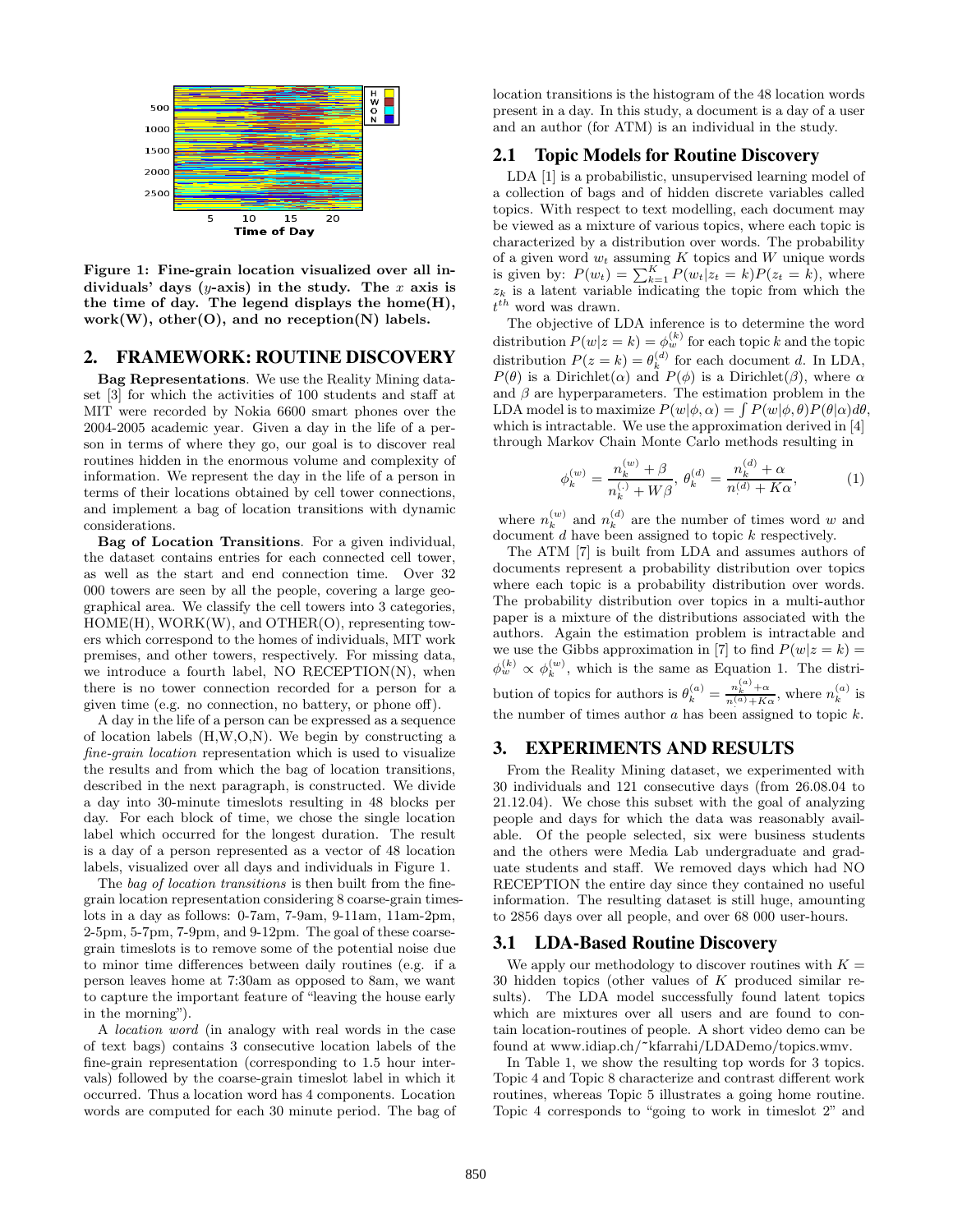Figure 1: Fine-grain location visualized over all individuals' days ($y$-axis) in the study. The $x$ axis is the time of day. The legend displays the home(H), work(W), other(O), and no reception(N) labels.

## 2. FRAMEWORK: ROUTINE DISCOVERY

**Bag Representations**. We use the Reality Mining dataset [3] for which the activities of 100 students and staff at MIT were recorded by Nokia 6600 smart phones over the 2004-2005 academic year. Given a day in the life of a person in terms of where they go, our goal is to discover real routines hidden in the enormous volume and complexity of information. We represent the day in the life of a person in terms of their locations obtained by cell tower connections, and implement a bag of location transitions with dynamic considerations.

**Bag of Location Transitions**. For a given individual, the dataset contains entries for each connected cell tower, as well as the start and end connection time. Over 32 000 towers are seen by all the people, covering a large geographical area. We classify the cell towers into 3 categories, HOME(H), WORK(W), and OTHER(O), representing towers which correspond to the homes of individuals, MIT work premises, and other towers, respectively. For missing data, we introduce a fourth label, NO RECEPTION(N), when there is no tower connection recorded for a person for a given time (e.g. no connection, no battery, or phone off).

A day in the life of a person can be expressed as a sequence of location labels (H,W,O,N). We begin by constructing a *fine-grain location* representation which is used to visualize the results and from which the bag of location transitions, described in the next paragraph, is constructed. We divide a day into 30-minute timeslots resulting in 48 blocks per day. For each block of time, we chose the single location label which occurred for the longest duration. The result is a day of a person represented as a vector of 48 location labels, visualized over all days and individuals in Figure 1.

The *bag of location transitions* is then built from the fine-grain location representation considering 8 coarse-grain timeslots in a day as follows: 0-7am, 7-9am, 9-11am, 11am-2pm, 2-5pm, 5-7pm, 7-9pm, and 9-12pm. The goal of these coarse-grain timeslots is to remove some of the potential noise due to minor time differences between daily routines (e.g. if a person leaves home at 7:30am as opposed to 8am, we want to capture the important feature of "leaving the house early in the morning").

A *location word* (in analogy with real words in the case of text bags) contains 3 consecutive location labels of the fine-grain representation (corresponding to 1.5 hour intervals) followed by the coarse-grain timeslot label in which it occurred. Thus a location word has 4 components. Location words are computed for each 30 minute period. The bag of location transitions is the histogram of the 48 location words present in a day. In this study, a document is a day of a user and an author (for ATM) is an individual in the study.

### 2.1 Topic Models for Routine Discovery

LDA [1] is a probabilistic, unsupervised learning model of a collection of bags and of hidden discrete variables called topics. With respect to text modelling, each document may be viewed as a mixture of various topics, where each topic is characterized by a distribution over words. The probability of a given word $w_t$ assuming $K$ topics and $W$ unique words is given by: $P(w_t) = \sum_{k=1}^{K} P(w_t|z_t = k)P(z_t = k)$, where $z_k$ is a latent variable indicating the topic from which the $t^{th}$ word was drawn.

The objective of LDA inference is to determine the word distribution $P(w|z = k) = \phi_w^{(k)}$ for each topic $k$ and the topic distribution $P(z = k) = \theta_k^{(d)}$ for each document $d$. In LDA, $P(\theta)$ is a Dirichlet($\alpha$) and $P(\phi)$ is a Dirichlet($\beta$), where $\alpha$ and $\beta$ are hyperparameters. The estimation problem in the LDA model is to maximize $P(w|\phi,\alpha) = \int P(w|\phi,\theta)P(\theta|\alpha)d\theta$, which is intractable. We use the approximation derived in [4] through Markov Chain Monte Carlo methods resulting in

$$\phi_k^{(w)} = \frac{n_k^{(w)} + \beta}{n_k^{(\cdot)} + W\beta}, \; \theta_k^{(d)} = \frac{n_k^{(d)} + \alpha}{n_{\cdot}^{(d)} + K\alpha}, \tag{1}$$

where $n_k^{(w)}$ and $n_k^{(d)}$ are the number of times word $w$ and document $d$ have been assigned to topic $k$ respectively.

The ATM [7] is built from LDA and assumes authors of documents represent a probability distribution over topics where each topic is a probability distribution over words. The probability distribution over topics in a multi-author paper is a mixture of the distributions associated with the authors. Again the estimation problem is intractable and we use the Gibbs approximation in [7] to find $P(w|z = k) = \phi_w^{(k)} \propto \phi_k^{(w)}$, which is the same as Equation 1. The distribution of topics for authors is $\theta_k^{(a)} = \frac{n_k^{(a)}+\alpha}{n_{\cdot}^{(a)}+K\alpha}$, where $n_k^{(a)}$ is the number of times author $a$ has been assigned to topic $k$.

## 3. EXPERIMENTS AND RESULTS

From the Reality Mining dataset, we experimented with 30 individuals and 121 consecutive days (from 26.08.04 to 21.12.04). We chose this subset with the goal of analyzing people and days for which the data was reasonably available. Of the people selected, six were business students and the others were Media Lab undergraduate and graduate students and staff. We removed days which had NO RECEPTION the entire day since they contained no useful information. The resulting dataset is still huge, amounting to 2856 days over all people, and over 68 000 user-hours.

### 3.1 LDA-Based Routine Discovery

We apply our methodology to discover routines with $K = 30$ hidden topics (other values of $K$ produced similar results). The LDA model successfully found latent topics which are mixtures over all users and are found to contain location-routines of people. A short video demo can be found at www.idiap.ch/~kfarrahi/LDADemo/topics.wmv.

In Table 1, we show the resulting top words for 3 topics. Topic 4 and Topic 8 characterize and contrast different work routines, whereas Topic 5 illustrates a going home routine. Topic 4 corresponds to "going to work in timeslot 2" and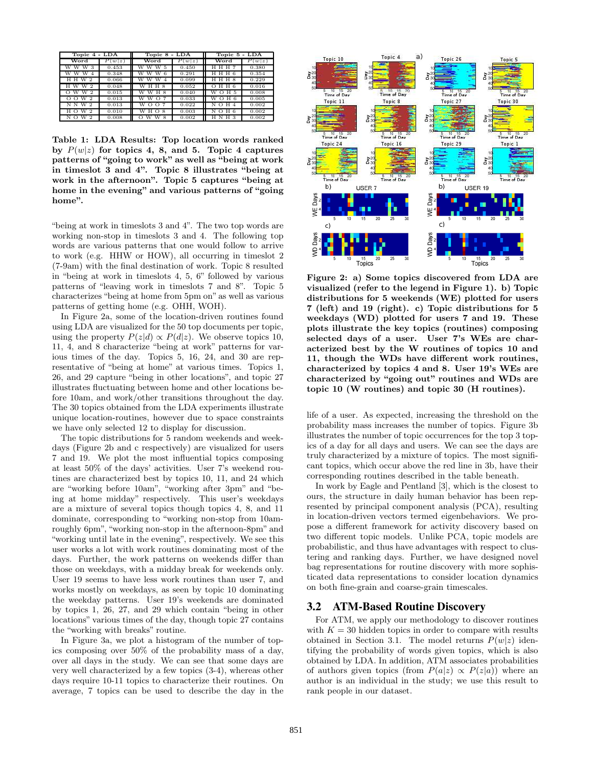| Topic 4 - LDA | | Topic 8 - LDA | | Topic 5 - LDA | |
|---|---|---|---|---|---|
| Word | $P(w\|z)$ | Word | $P(w\|z)$ | Word | $P(w\|z)$ |
| W W W 3 | 0.453 | W W W 5 | 0.450 | H H H 7 | 0.380 |
| W W W 4 | 0.348 | W W W 6 | 0.291 | H H H 6 | 0.354 |
| H H W 2 | 0.066 | W W W 4 | 0.099 | H H H 8 | 0.229 |
| H W W 2 | 0.048 | W H H 8 | 0.052 | O H H 6 | 0.016 |
| O W W 2 | 0.015 | W W H 8 | 0.040 | W O H 5 | 0.008 |
| O O W 2 | 0.013 | W W O 7 | 0.033 | W O H 6 | 0.005 |
| N N W 2 | 0.013 | W O O 7 | 0.022 | N O H 4 | 0.002 |
| H O W 2 | 0.010 | W H O 8 | 0.003 | N O H 6 | 0.002 |
| N O W 2 | 0.008 | O W W 8 | 0.002 | H N H 3 | 0.002 |

**Table 1: LDA Results: Top location words ranked by $P(w|z)$ for topics 4, 8, and 5. Topic 4 captures patterns of "going to work" as well as "being at work in timeslot 3 and 4". Topic 8 illustrates "being at work in the afternoon". Topic 5 captures "being at home in the evening" and various patterns of "going home".**

"being at work in timeslots 3 and 4". The two top words are working non-stop in timeslots 3 and 4. The following top words are various patterns that one would follow to arrive to work (e.g. HHW or HOW), all occurring in timeslot 2 (7-9am) with the final destination of work. Topic 8 resulted in "being at work in timeslots 4, 5, 6" followed by various patterns of "leaving work in timeslots 7 and 8". Topic 5 characterizes "being at home from 5pm on" as well as various patterns of getting home (e.g. OHH, WOH).

In Figure 2a, some of the location-driven routines found using LDA are visualized for the 50 top documents per topic, using the property $P(z|d) \propto P(d|z)$. We observe topics 10, 11, 4, and 8 characterize "being at work" patterns for various times of the day. Topics 5, 16, 24, and 30 are representative of "being at home" at various times. Topics 1, 26, and 29 capture "being in other locations", and topic 27 illustrates fluctuating between home and other locations before 10am, and work/other transitions throughout the day. The 30 topics obtained from the LDA experiments illustrate unique location-routines, however due to space constraints we have only selected 12 to display for discussion.

The topic distributions for 5 random weekends and weekdays (Figure 2b and c respectively) are visualized for users 7 and 19. We plot the most influential topics composing at least 50% of the days' activities. User 7's weekend routines are characterized best by topics 10, 11, and 24 which are "working before 10am", "working after 3pm" and "being at home midday" respectively. This user's weekdays are a mixture of several topics though topics 4, 8, and 11 dominate, corresponding to "working non-stop from 10am-roughly 6pm", "working non-stop in the afternoon-8pm" and "working until late in the evening", respectively. We see this user works a lot with work routines dominating most of the days. Further, the work patterns on weekends differ than those on weekdays, with a midday break for weekends only. User 19 seems to have less work routines than user 7, and works mostly on weekdays, as seen by topic 10 dominating the weekday patterns. User 19's weekends are dominated by topics 1, 26, 27, and 29 which contain "being in other locations" various times of the day, though topic 27 contains the "working with breaks" routine.

In Figure 3a, we plot a histogram of the number of topics composing over 50% of the probability mass of a day, over all days in the study. We can see that some days are very well characterized by a few topics (3-4), whereas other days require 10-11 topics to characterize their routines. On average, 7 topics can be used to describe the day in the

**Figure 2: a) Some topics discovered from LDA are visualized (refer to the legend in Figure 1). b) Topic distributions for 5 weekends (WE) plotted for users 7 (left) and 19 (right). c) Topic distributions for 5 weekdays (WD) plotted for users 7 and 19. These plots illustrate the key topics (routines) composing selected days of a user. User 7's WEs are characterized best by the W routines of topics 10 and 11, though the WDs have different work routines, characterized by topics 4 and 8. User 19's WEs are characterized by "going out" routines and WDs are topic 10 (W routines) and topic 30 (H routines).**

life of a user. As expected, increasing the threshold on the probability mass increases the number of topics. Figure 3b illustrates the number of topic occurrences for the top 3 topics of a day for all days and users. We can see the days are truly characterized by a mixture of topics. The most significant topics, which occur above the red line in 3b, have their corresponding routines described in the table beneath.

In work by Eagle and Pentland [3], which is the closest to ours, the structure in daily human behavior has been represented by principal component analysis (PCA), resulting in location-driven vectors termed eigenbehaviors. We propose a different framework for activity discovery based on two different topic models. Unlike PCA, topic models are probabilistic, and thus have advantages with respect to clustering and ranking days. Further, we have designed novel bag representations for routine discovery with more sophisticated data representations to consider location dynamics on both fine-grain and coarse-grain timescales.

## 3.2 ATM-Based Routine Discovery

For ATM, we apply our methodology to discover routines with $K = 30$ hidden topics in order to compare with results obtained in Section 3.1. The model returns $P(w|z)$ identifying the probability of words given topics, which is also obtained by LDA. In addition, ATM associates probabilities of authors given topics (from $P(a|z) \propto P(z|a)$) where an author is an individual in the study; we use this result to rank people in our dataset.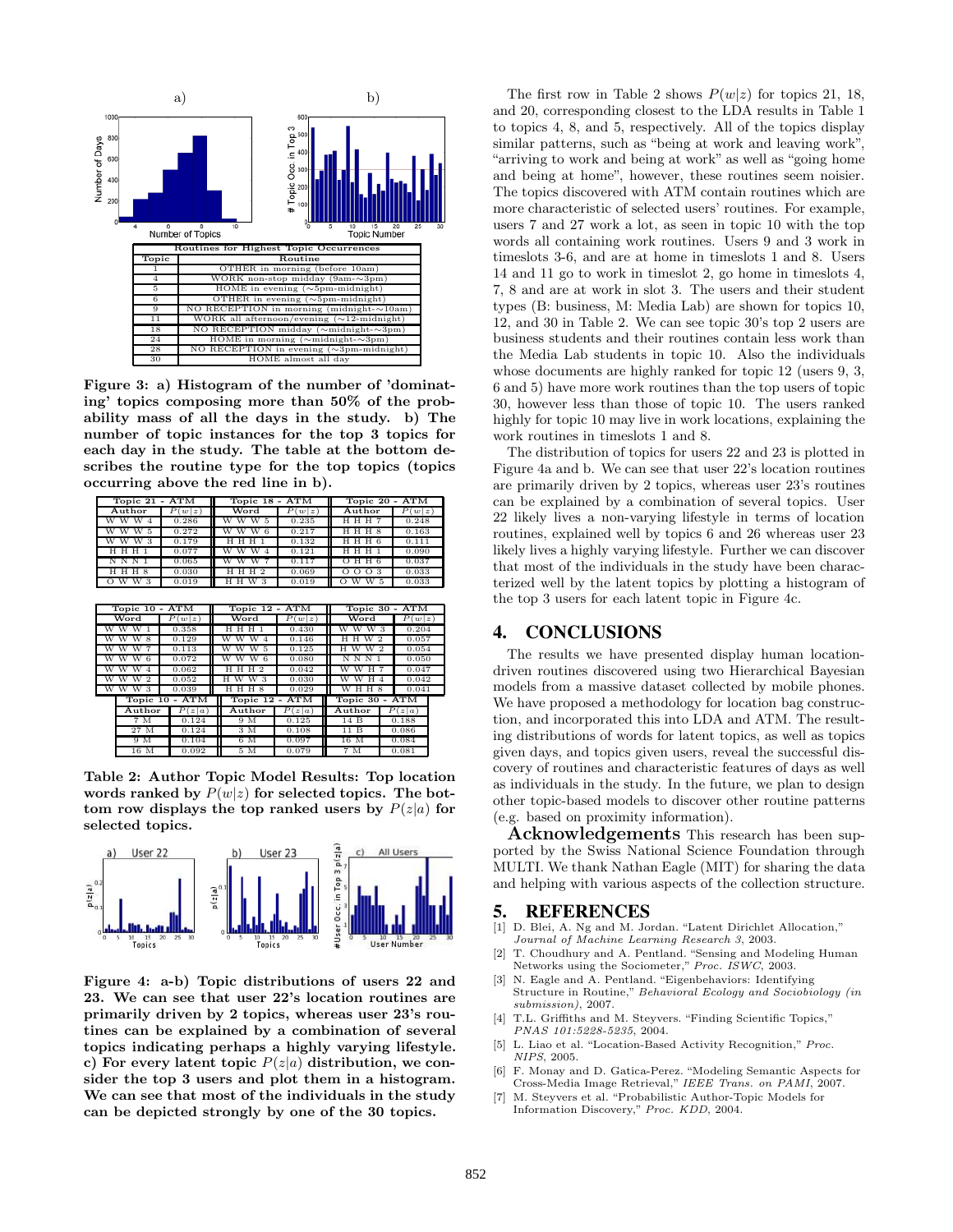a) b)

Number of Days

Number of Topics

# Topic Occ. in Top 3

Topic Number

| Routines for Highest Topic Occurrences | |
|---|---|
| Topic | Routine |
| 1 | OTHER in morning (before 10am) |
| 4 | WORK non-stop midday (9am-∼3pm) |
| 5 | HOME in evening (∼5pm-midnight) |
| 6 | OTHER in evening (∼5pm-midnight) |
| 9 | NO RECEPTION in morning (midnight-∼10am) |
| 11 | WORK all afternoon/evening (∼12-midnight) |
| 18 | NO RECEPTION midday (∼midnight-∼3pm) |
| 24 | HOME in morning (∼midnight-∼3pm) |
| 28 | NO RECEPTION in evening (∼3pm-midnight) |
| 30 | HOME almost all day |

**Figure 3: a) Histogram of the number of 'dominating' topics composing more than 50% of the probability mass of all the days in the study. b) The number of topic instances for the top 3 topics for each day in the study. The table at the bottom describes the routine type for the top topics (topics occurring above the red line in b).**

| Topic 21 - ATM | | Topic 18 - ATM | | Topic 20 - ATM | |
|---|---|---|---|---|---|
| Author | $P(w\|z)$ | Word | $P(w\|z)$ | Author | $P(w\|z)$ |
| W W W 4 | 0.286 | W W W 5 | 0.235 | H H H 7 | 0.248 |
| W W W 5 | 0.272 | W W W 6 | 0.217 | H H H 8 | 0.163 |
| W W W 3 | 0.179 | H H H 1 | 0.132 | H H H 6 | 0.111 |
| H H H 1 | 0.077 | W W W 4 | 0.121 | H H H 1 | 0.090 |
| N N N 1 | 0.065 | W W W 7 | 0.117 | O H H 6 | 0.037 |
| H H H 8 | 0.030 | H H H 2 | 0.069 | O O O 3 | 0.033 |
| O W W 3 | 0.019 | H H W 3 | 0.019 | O W W 5 | 0.033 |

| Topic 10 - ATM | | Topic 12 - ATM | | Topic 30 - ATM | |
|---|---|---|---|---|---|
| Word | $P(w\|z)$ | Word | $P(w\|z)$ | Word | $P(w\|z)$ |
| W W W 1 | 0.358 | H H H 1 | 0.430 | W W W 3 | 0.204 |
| W W W 8 | 0.129 | W W W 4 | 0.146 | H H W 2 | 0.057 |
| W W W 7 | 0.113 | W W W 5 | 0.125 | H W W 2 | 0.054 |
| W W W 6 | 0.072 | W W W 6 | 0.080 | N N N 1 | 0.050 |
| W W W 4 | 0.062 | H H H 2 | 0.042 | W W H 7 | 0.047 |
| W W W 2 | 0.052 | H W W 3 | 0.030 | W W H 4 | 0.042 |
| W W W 3 | 0.039 | H H H 8 | 0.029 | W H H 8 | 0.041 |
| **Topic 10 - ATM** | | **Topic 12 - ATM** | | **Topic 30 - ATM** | |
| Author | $P(z\|a)$ | Author | $P(z\|a)$ | Author | $P(z\|a)$ |
| 7 M | 0.124 | 9 M | 0.125 | 14 B | 0.188 |
| 27 M | 0.124 | 3 M | 0.108 | 11 B | 0.086 |
| 9 M | 0.104 | 6 M | 0.097 | 16 M | 0.084 |
| 16 M | 0.092 | 5 M | 0.079 | 7 M | 0.081 |

**Table 2: Author Topic Model Results: Top location words ranked by $P(w|z)$ for selected topics. The bottom row displays the top ranked users by $P(z|a)$ for selected topics.**

a) User 22 b) User 23 c) All Users

p(z|a) Topics

#User Occ. in Top 3 p(z|a) User Number

**Figure 4: a-b) Topic distributions of users 22 and 23. We can see that user 22's location routines are primarily driven by 2 topics, whereas user 23's routines can be explained by a combination of several topics indicating perhaps a highly varying lifestyle. c) For every latent topic $P(z|a)$ distribution, we consider the top 3 users and plot them in a histogram. We can see that most of the individuals in the study can be depicted strongly by one of the 30 topics.**

The first row in Table 2 shows $P(w|z)$ for topics 21, 18, and 20, corresponding closest to the LDA results in Table 1 to topics 4, 8, and 5, respectively. All of the topics display similar patterns, such as "being at work and leaving work", "arriving to work and being at work" as well as "going home and being at home", however, these routines seem noisier. The topics discovered with ATM contain routines which are more characteristic of selected users' routines. For example, users 7 and 27 work a lot, as seen in topic 10 with the top words all containing work routines. Users 9 and 3 work in timeslots 3-6, and are at home in timeslots 1 and 8. Users 14 and 11 go to work in timeslot 2, go home in timeslots 4, 7, 8 and are at work in slot 3. The users and their student types (B: business, M: Media Lab) are shown for topics 10, 12, and 30 in Table 2. We can see topic 30's top 2 users are business students and their routines contain less work than the Media Lab students in topic 10. Also the individuals whose documents are highly ranked for topic 12 (users 9, 3, 6 and 5) have more work routines than the top users of topic 30, however less than those of topic 10. The users ranked highly for topic 10 may live in work locations, explaining the work routines in timeslots 1 and 8.

The distribution of topics for users 22 and 23 is plotted in Figure 4a and b. We can see that user 22's location routines are primarily driven by 2 topics, whereas user 23's routines can be explained by a combination of several topics. User 22 likely lives a non-varying lifestyle in terms of location routines, explained well by topics 6 and 26 whereas user 23 likely lives a highly varying lifestyle. Further we can discover that most of the individuals in the study have been characterized well by the latent topics by plotting a histogram of the top 3 users for each latent topic in Figure 4c.

## 4. CONCLUSIONS

The results we have presented display human location-driven routines discovered using two Hierarchical Bayesian models from a massive dataset collected by mobile phones. We have proposed a methodology for location bag construction, and incorporated this into LDA and ATM. The resulting distributions of words for latent topics, as well as topics given days, and topics given users, reveal the successful discovery of routines and characteristic features of days as well as individuals in the study. In the future, we plan to design other topic-based models to discover other routine patterns (e.g. based on proximity information).

**Acknowledgements** This research has been supported by the Swiss National Science Foundation through MULTI. We thank Nathan Eagle (MIT) for sharing the data and helping with various aspects of the collection structure.

## 5. REFERENCES

[1] D. Blei, A. Ng and M. Jordan. "Latent Dirichlet Allocation," *Journal of Machine Learning Research 3*, 2003.

[2] T. Choudhury and A. Pentland. "Sensing and Modeling Human Networks using the Sociometer," *Proc. ISWC*, 2003.

[3] N. Eagle and A. Pentland. "Eigenbehaviors: Identifying Structure in Routine," *Behavioral Ecology and Sociobiology (in submission)*, 2007.

[4] T.L. Griffiths and M. Steyvers. "Finding Scientific Topics," *PNAS 101:5228-5235*, 2004.

[5] L. Liao et al. "Location-Based Activity Recognition," *Proc. NIPS*, 2005.

[6] F. Monay and D. Gatica-Perez. "Modeling Semantic Aspects for Cross-Media Image Retrieval," *IEEE Trans. on PAMI*, 2007.

[7] M. Steyvers et al. "Probabilistic Author-Topic Models for Information Discovery," *Proc. KDD*, 2004.